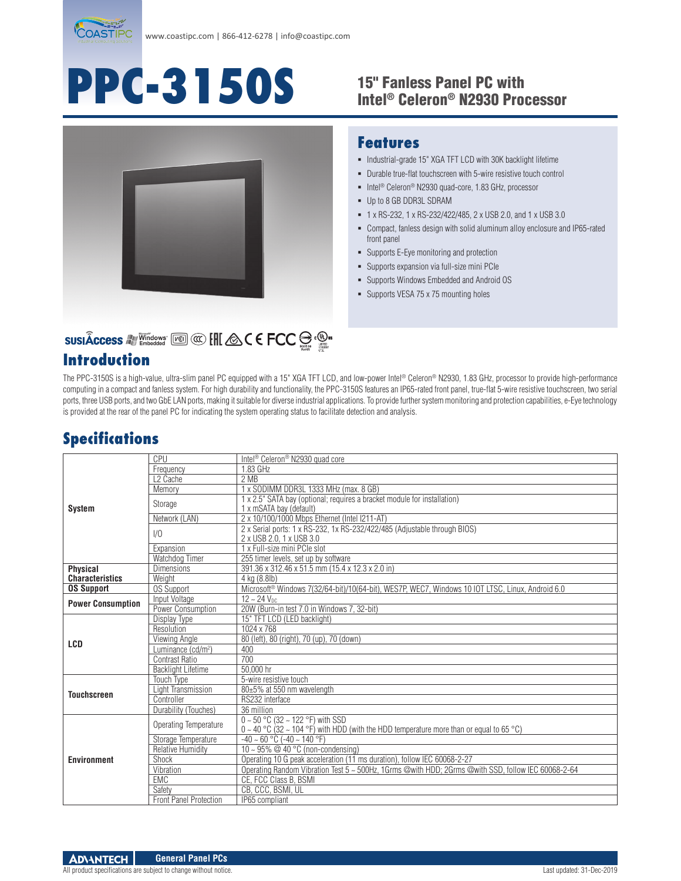www.coastipc.com | 866-412-6278 | info@coastipc.com

# PPC-3150S

## 15" Fanless Panel PC with Intel® Celeron® N2930 Processor

## Features

- Industrial-grade 15" XGA TFT LCD with 30K backlight lifetime
- Durable true-flat touchscreen with 5-wire resistive touch control
- Intel® Celeron® N2930 quad-core, 1.83 GHz, processor
- Up to 8 GB DDR3L SDRAM
- 1 x RS-232, 1 x RS-232/422/485, 2 x USB 2.0, and 1 x USB 3.0
- Compact, fanless design with solid aluminum alloy enclosure and IP65-rated front panel
- Supports E-Eye monitoring and protection
- Supports expansion via full-size mini PCIe
- Supports Windows Embedded and Android OS
- Supports VESA 75 x 75 mounting holes

## Introduction

The PPC-3150S is a high-value, ultra-slim panel PC equipped with a 15" XGA TFT LCD, and low-power Intel® Celeron® N2930, 1.83 GHz, processor to provide high-performance computing in a compact and fanless system. For high durability and functionality, the PPC-3150S features an IP65-rated front panel, true-flat 5-wire resistive touchscreen, two serial ports, three USB ports, and two GbE LAN ports, making it suitable for diverse industrial applications. To provide further system monitoring and protection capabilities, e-Eye technology is provided at the rear of the panel PC for indicating the system operating status to facilitate detection and analysis.

## Specifications

| | | |
|---|---|---|
| **System** | CPU | Intel® Celeron® N2930 quad core |
| | Frequency | 1.83 GHz |
| | L2 Cache | 2 MB |
| | Memory | 1 x SODIMM DDR3L 1333 MHz (max. 8 GB) |
| | Storage | 1 x 2.5" SATA bay (optional; requires a bracket module for installation)<br>1 x mSATA bay (default) |
| | Network (LAN) | 2 x 10/100/1000 Mbps Ethernet (Intel I211-AT) |
| | I/O | 2 x Serial ports: 1 x RS-232, 1x RS-232/422/485 (Adjustable through BIOS)<br>2 x USB 2.0, 1 x USB 3.0 |
| | Expansion | 1 x Full-size mini PCIe slot |
| | Watchdog Timer | 255 timer levels, set up by software |
| **Physical Characteristics** | Dimensions | 391.36 x 312.46 x 51.5 mm (15.4 x 12.3 x 2.0 in) |
| | Weight | 4 kg (8.8lb) |
| **OS Support** | OS Support | Microsoft® Windows 7(32/64-bit)/10(64-bit), WES7P, WEC7, Windows 10 IOT LTSC, Linux, Android 6.0 |
| **Power Consumption** | Input Voltage | 12 ~ 24 $V_{DC}$ |
| | Power Consumption | 20W (Burn-in test 7.0 in Windows 7, 32-bit) |
| **LCD** | Display Type | 15" TFT LCD (LED backlight) |
| | Resolution | 1024 x 768 |
| | Viewing Angle | 80 (left), 80 (right), 70 (up), 70 (down) |
| | Luminance (cd/m²) | 400 |
| | Contrast Ratio | 700 |
| | Backlight Lifetime | 50,000 hr |
| **Touchscreen** | Touch Type | 5-wire resistive touch |
| | Light Transmission | 80±5% at 550 nm wavelength |
| | Controller | RS232 interface |
| | Durability (Touches) | 36 million |
| **Environment** | Operating Temperature | 0 ~ 50 °C (32 ~ 122 °F) with SSD<br>0 ~ 40 °C (32 ~ 104 °F) with HDD (with the HDD temperature more than or equal to 65 °C) |
| | Storage Temperature | -40 ~ 60 °C (-40 ~ 140 °F) |
| | Relative Humidity | 10 ~ 95% @ 40 °C (non-condensing) |
| | Shock | Operating 10 G peak acceleration (11 ms duration), follow IEC 60068-2-27 |
| | Vibration | Operating Random Vibration Test 5 ~ 500Hz, 1Grms @with HDD; 2Grms @with SSD, follow IEC 60068-2-64 |
| | EMC | CE, FCC Class B, BSMI |
| | Safety | CB, CCC, BSMI, UL |
| | Front Panel Protection | IP65 compliant |

General Panel PCs

All product specifications are subject to change without notice. Last updated: 31-Dec-2019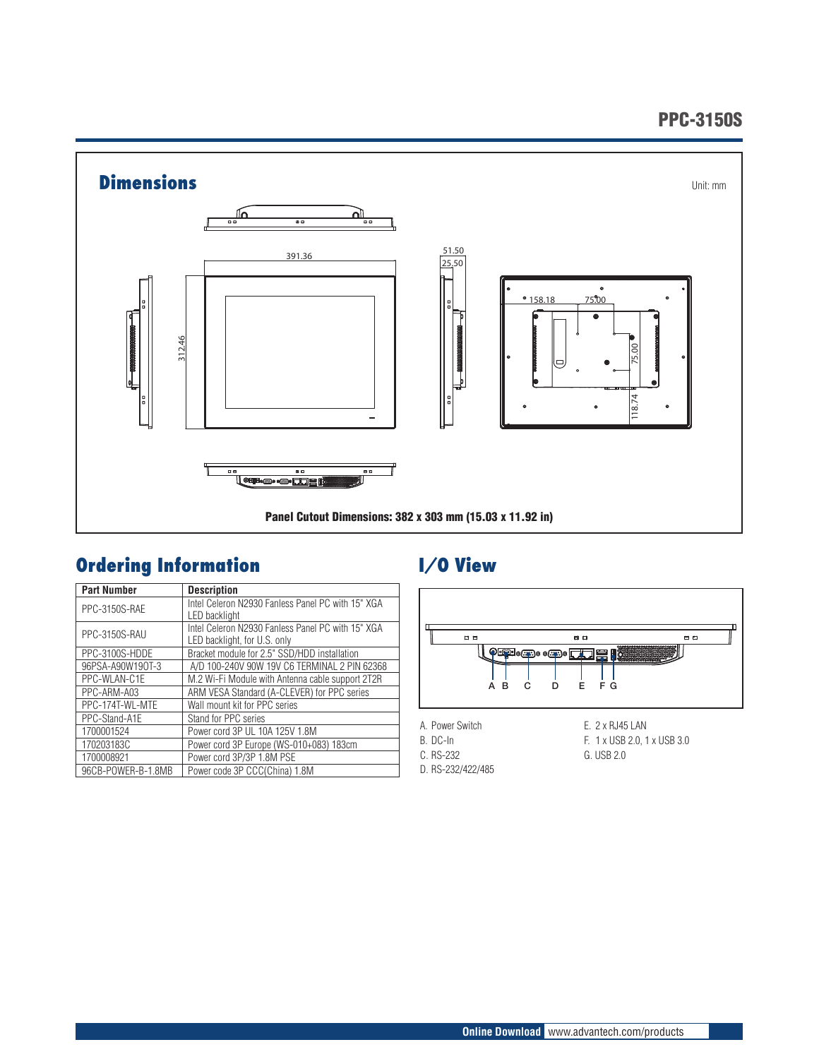## Dimensions

Unit: mm

391.36

312.46

51.50

25.50

158.18

75.00

75.00

118.74

**Panel Cutout Dimensions: 382 x 303 mm (15.03 x 11.92 in)**

## Ordering Information

| Part Number | Description |
|---|---|
| PPC-3150S-RAE | Intel Celeron N2930 Fanless Panel PC with 15" XGA LED backlight |
| PPC-3150S-RAU | Intel Celeron N2930 Fanless Panel PC with 15" XGA LED backlight, for U.S. only |
| PPC-3100S-HDDE | Bracket module for 2.5" SSD/HDD installation |
| 96PSA-A90W19OT-3 | A/D 100-240V 90W 19V C6 TERMINAL 2 PIN 62368 |
| PPC-WLAN-C1E | M.2 Wi-Fi Module with Antenna cable support 2T2R |
| PPC-ARM-A03 | ARM VESA Standard (A-CLEVER) for PPC series |
| PPC-174T-WL-MTE | Wall mount kit for PPC series |
| PPC-Stand-A1E | Stand for PPC series |
| 1700001524 | Power cord 3P UL 10A 125V 1.8M |
| 170203183C | Power cord 3P Europe (WS-010+083) 183cm |
| 1700008921 | Power cord 3P/3P 1.8M PSE |
| 96CB-POWER-B-1.8MB | Power code 3P CCC(China) 1.8M |

## I/O View

A B C D E F G

- A. Power Switch
- B. DC-In
- C. RS-232
- D. RS-232/422/485
- E. 2 x RJ45 LAN
- F. 1 x USB 2.0, 1 x USB 3.0
- G. USB 2.0